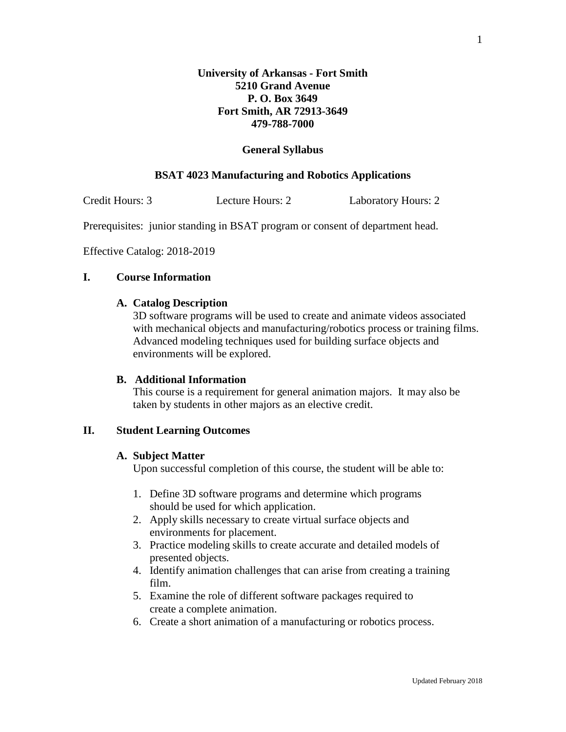**University of Arkansas - Fort Smith**
**5210 Grand Avenue**
**P. O. Box 3649**
**Fort Smith, AR 72913-3649**
**479-788-7000**

# General Syllabus

## BSAT 4023 Manufacturing and Robotics Applications

Credit Hours: 3 Lecture Hours: 2 Laboratory Hours: 2

Prerequisites: junior standing in BSAT program or consent of department head.

Effective Catalog: 2018-2019

## I. Course Information

### A. Catalog Description

3D software programs will be used to create and animate videos associated with mechanical objects and manufacturing/robotics process or training films. Advanced modeling techniques used for building surface objects and environments will be explored.

### B. Additional Information

This course is a requirement for general animation majors. It may also be taken by students in other majors as an elective credit.

## II. Student Learning Outcomes

### A. Subject Matter

Upon successful completion of this course, the student will be able to:

1. Define 3D software programs and determine which programs should be used for which application.
2. Apply skills necessary to create virtual surface objects and environments for placement.
3. Practice modeling skills to create accurate and detailed models of presented objects.
4. Identify animation challenges that can arise from creating a training film.
5. Examine the role of different software packages required to create a complete animation.
6. Create a short animation of a manufacturing or robotics process.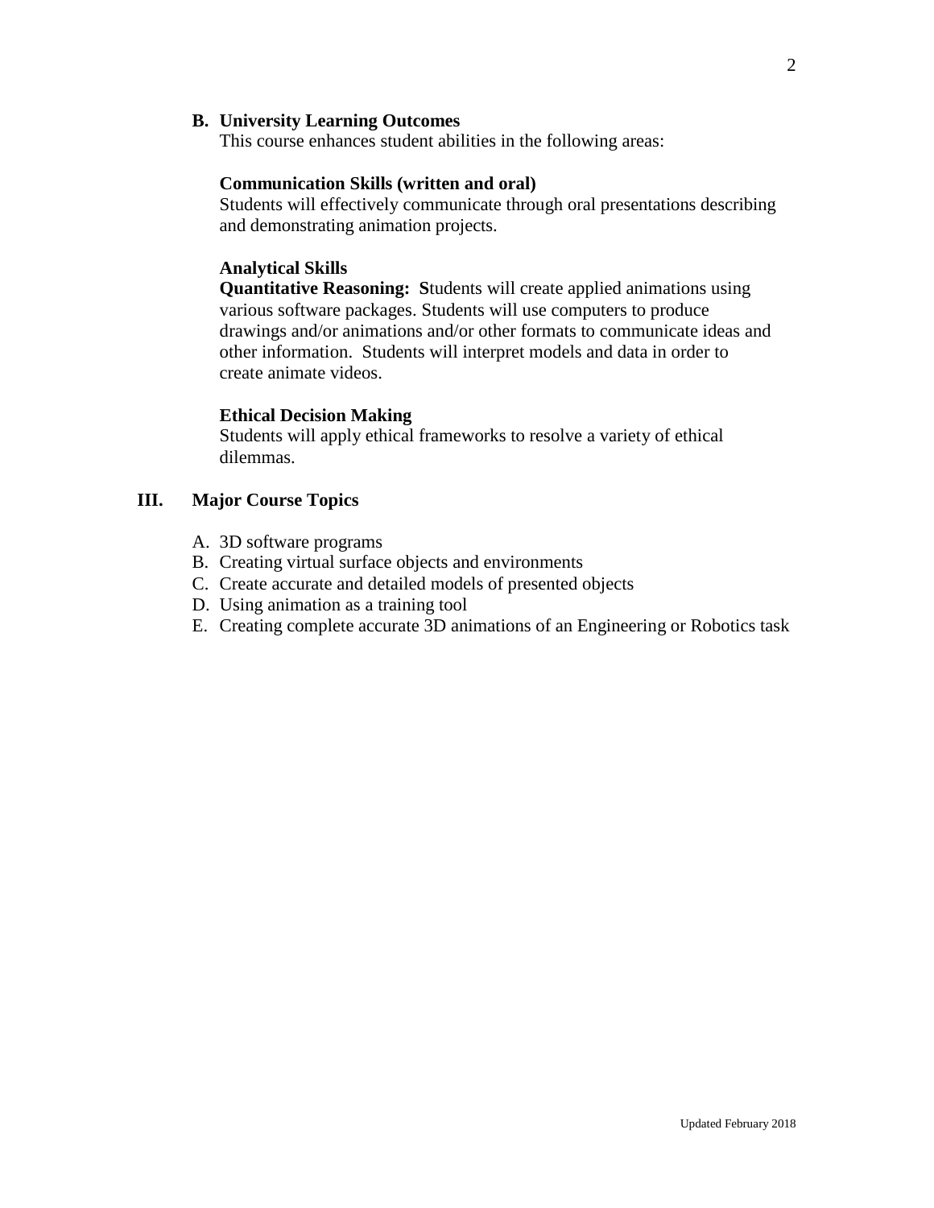### B. University Learning Outcomes

This course enhances student abilities in the following areas:

**Communication Skills (written and oral)**
Students will effectively communicate through oral presentations describing and demonstrating animation projects.

**Analytical Skills**
**Quantitative Reasoning: S**tudents will create applied animations using various software packages. Students will use computers to produce drawings and/or animations and/or other formats to communicate ideas and other information. Students will interpret models and data in order to create animate videos.

**Ethical Decision Making**
Students will apply ethical frameworks to resolve a variety of ethical dilemmas.

## III. Major Course Topics

A. 3D software programs
B. Creating virtual surface objects and environments
C. Create accurate and detailed models of presented objects
D. Using animation as a training tool
E. Creating complete accurate 3D animations of an Engineering or Robotics task

Updated February 2018